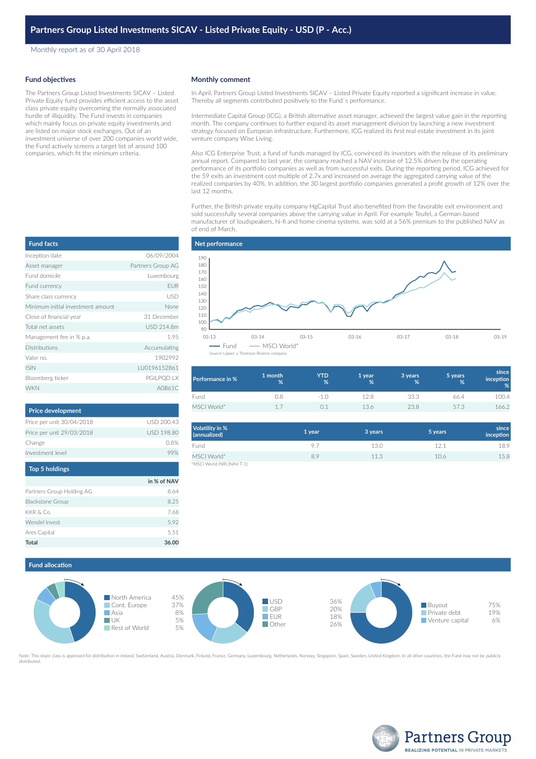# Partners Group Listed Investments SICAV - Listed Private Equity - USD (P - Acc.)

Monthly report as of 30 April 2018

## Fund objectives

The Partners Group Listed Investments SICAV – Listed Private Equity fund provides efficient access to the asset class private equity overcoming the normally associated hurdle of illiquidity. The Fund invests in companies which mainly focus on private equity investments and are listed on major stock exchanges. Out of an investment universe of over 200 companies world wide, the Fund actively screens a target list of around 100 companies, which fit the minimum criteria.

## Monthly comment

In April, Partners Group Listed Investments SICAV – Listed Private Equity reported a significant increase in value. Thereby all segments contributed positively to the Fund`s performance.

Intermediate Capital Group (ICG), a British alternative asset manager, achieved the largest value gain in the reporting month. The company continues to further expand its asset management division by launching a new investment strategy focused on European infrastructure. Furthermore, ICG realized its first real estate investment in its joint venture company Wise Living.

Also ICG Enterprise Trust, a fund of funds managed by ICG, convinced its investors with the release of its preliminary annual report. Compared to last year, the company reached a NAV increase of 12.5% driven by the operating performance of its portfolio companies as well as from successful exits. During the reporting period, ICG achieved for the 59 exits an investment cost multiple of 2.7x and increased on average the aggregated carrying value of the realized companies by 40%. In addition, the 30 largest portfolio companies generated a profit growth of 12% over the last 12 months.

Further, the British private equity company HgCapital Trust also benefited from the favorable exit environment and sold successfully several companies above the carrying value in April. For example Teufel, a German-based manufacturer of loudspeakers, hi-fi and home cinema systems, was sold at a 56% premium to the published NAV as of end of March.

## Fund facts

| Fund facts | |
|---|---|
| Inception date | 06/09/2004 |
| Asset manager | Partners Group AG |
| Fund domicile | Luxembourg |
| Fund currency | EUR |
| Share class currency | USD |
| Minimum initial investment amount | None |
| Close of financial year | 31 December |
| Total net assets | USD 214.8m |
| Management fee in % p.a. | 1.95 |
| Distributions | Accumulating |
| Valor no. | 1902992 |
| ISIN | LU0196152861 |
| Bloomberg ticker | PGILPQD LX |
| WKN | A0B61C |

## Net performance

Source: Lipper, a Thomson Reuters company

| Performance in % | 1 month % | YTD % | 1 year % | 3 years % | 5 years % | since inception % |
|---|---|---|---|---|---|---|
| Fund | 0.8 | -1.0 | 12.8 | 33.3 | 66.4 | 100.4 |
| MSCI World* | 1.7 | 0.1 | 13.6 | 23.8 | 57.3 | 166.2 |

| Volatility in % (annualized) | 1 year | 3 years | 5 years | since inception |
|---|---|---|---|---|
| Fund | 9.7 | 13.0 | 12.1 | 18.9 |
| MSCI World* | 8.9 | 11.3 | 10.6 | 15.8 |

*MSCI World (NR) (NAV T-1)

## Price development

| Price development | |
|---|---|
| Price per unit 30/04/2018 | USD 200.43 |
| Price per unit 29/03/2018 | USD 198.80 |
| Change | 0.8% |
| Investment level | 99% |

## Top 5 holdings

| | in % of NAV |
|---|---|
| Partners Group Holding AG | 8.64 |
| Blackstone Group | 8.25 |
| KKR & Co. | 7.68 |
| Wendel Invest | 5.92 |
| Ares Capital | 5.51 |
| **Total** | **36.00** |

## Fund allocation

| Region | % |
|---|---|
| North America | 45% |
| Cont. Europe | 37% |
| Asia | 8% |
| UK | 5% |
| Rest of World | 5% |

| Currency | % |
|---|---|
| USD | 36% |
| GBP | 20% |
| EUR | 18% |
| Other | 26% |

| Segment | % |
|---|---|
| Buyout | 75% |
| Private debt | 19% |
| Venture capital | 6% |

Note: This share class is approved for distribution in Ireland, Switzerland, Austria, Denmark, Finland, France, Germany, Luxembourg, Netherlands, Norway, Singapore, Spain, Sweden, United Kingdom. In all other countries, the Fund may not be publicly distributed.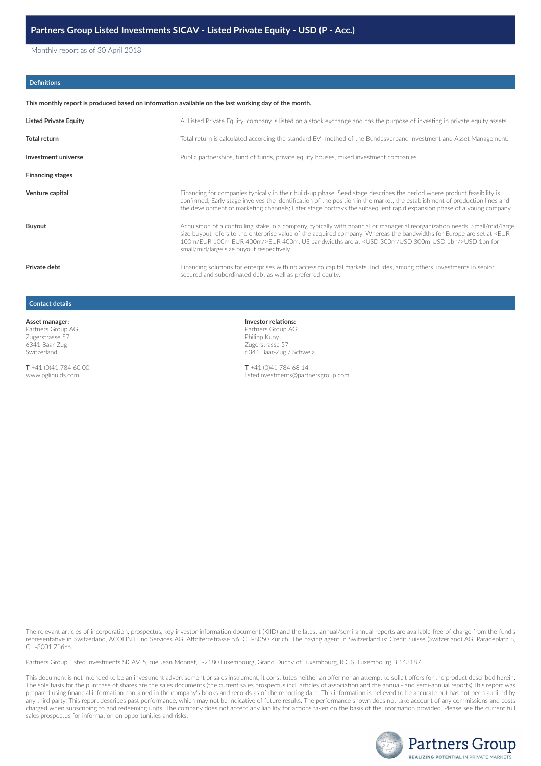# Partners Group Listed Investments SICAV - Listed Private Equity - USD (P - Acc.)

Monthly report as of 30 April 2018

## Definitions

**This monthly report is produced based on information available on the last working day of the month.**

**Listed Private Equity**
A 'Listed Private Equity' company is listed on a stock exchange and has the purpose of investing in private equity assets.

**Total return**
Total return is calculated according the standard BVI-method of the Bundesverband Investment and Asset Management.

**Investment universe**
Public partnerships, fund of funds, private equity houses, mixed investment companies

**Financing stages**

**Venture capital**
Financing for companies typically in their build-up phase. Seed stage describes the period where product feasibility is confirmed; Early stage involves the identification of the position in the market, the establishment of production lines and the development of marketing channels; Later stage portrays the subsequent rapid expansion phase of a young company.

**Buyout**
Acquisition of a controlling stake in a company, typically with financial or managerial reorganization needs. Small/mid/large size buyout refers to the enterprise value of the acquired company. Whereas the bandwidths for Europe are set at <EUR 100m/EUR 100m-EUR 400m/>EUR 400m, US bandwidths are at <USD 300m/USD 300m-USD 1bn/>USD 1bn for small/mid/large size buyout respectively.

**Private debt**
Financing solutions for enterprises with no access to capital markets. Includes, among others, investments in senior secured and subordinated debt as well as preferred equity.

## Contact details

**Asset manager:**
Partners Group AG
Zugerstrasse 57
6341 Baar-Zug
Switzerland

**T** +41 (0)41 784 60 00
www.pgliquids.com

**Investor relations:**
Partners Group AG
Philipp Kuny
Zugerstrasse 57
6341 Baar-Zug / Schweiz

**T** +41 (0)41 784 68 14
listedinvestments@partnersgroup.com

The relevant articles of incorporation, prospectus, key investor information document (KIID) and the latest annual/semi-annual reports are available free of charge from the fund's representative in Switzerland, ACOLIN Fund Services AG, Affolternstrasse 56, CH-8050 Zürich. The paying agent in Switzerland is: Credit Suisse (Switzerland) AG, Paradeplatz 8, CH-8001 Zürich.

Partners Group Listed Investments SICAV, 5, rue Jean Monnet, L-2180 Luxembourg, Grand Duchy of Luxembourg, R.C.S. Luxembourg B 143187

This document is not intended to be an investment advertisement or sales instrument; it constitutes neither an offer nor an attempt to solicit offers for the product described herein. The sole basis for the purchase of shares are the sales documents (the current sales prospectus incl. articles of association and the annual- and semi-annual reports).This report was prepared using financial information contained in the company's books and records as of the reporting date. This information is believed to be accurate but has not been audited by any third party. This report describes past performance, which may not be indicative of future results. The performance shown does not take account of any commissions and costs charged when subscribing to and redeeming units. The company does not accept any liability for actions taken on the basis of the information provided. Please see the current full sales prospectus for information on opportunities and risks.

Partners Group
REALIZING POTENTIAL IN PRIVATE MARKETS